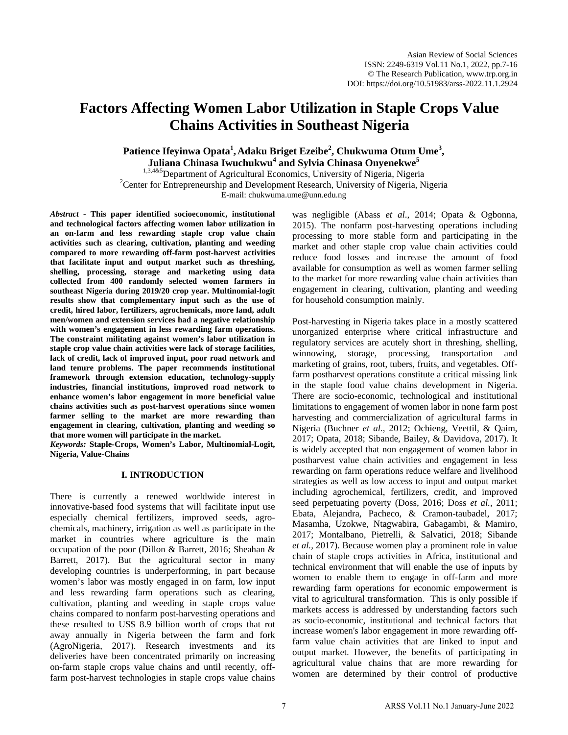# Factors Affecting Women Labor Utilization in Staple Crops Value Chains Activities in Southeast Nigeria

**Patience Ifeyinwa Opata[1], Adaku Briget Ezeibe[2], Chukwuma Otum Ume[3], Juliana Chinasa Iwuchukwu[4] and Sylvia Chinasa Onyenekwe[5]**

[1,3,4&5]Department of Agricultural Economics, University of Nigeria, Nigeria

[2]Center for Entrepreneurship and Development Research, University of Nigeria, Nigeria

E-mail: chukwuma.ume@unn.edu.ng

***Abstract*** **- This paper identified socioeconomic, institutional and technological factors affecting women labor utilization in an on-farm and less rewarding staple crop value chain activities such as clearing, cultivation, planting and weeding compared to more rewarding off-farm post-harvest activities that facilitate input and output market such as threshing, shelling, processing, storage and marketing using data collected from 400 randomly selected women farmers in southeast Nigeria during 2019/20 crop year. Multinomial-logit results show that complementary input such as the use of credit, hired labor, fertilizers, agrochemicals, more land, adult men/women and extension services had a negative relationship with women's engagement in less rewarding farm operations. The constraint militating against women's labor utilization in staple crop value chain activities were lack of storage facilities, lack of credit, lack of improved input, poor road network and land tenure problems. The paper recommends institutional framework through extension education, technology-supply industries, financial institutions, improved road network to enhance women's labor engagement in more beneficial value chains activities such as post-harvest operations since women farmer selling to the market are more rewarding than engagement in clearing, cultivation, planting and weeding so that more women will participate in the market.**

***Keywords:*** **Staple-Crops, Women's Labor, Multinomial-Logit, Nigeria, Value-Chains**

## I. INTRODUCTION

There is currently a renewed worldwide interest in innovative-based food systems that will facilitate input use especially chemical fertilizers, improved seeds, agro-chemicals, machinery, irrigation as well as participate in the market in countries where agriculture is the main occupation of the poor (Dillon & Barrett, 2016; Sheahan & Barrett, 2017). But the agricultural sector in many developing countries is underperforming, in part because women's labor was mostly engaged in on farm, low input and less rewarding farm operations such as clearing, cultivation, planting and weeding in staple crops value chains compared to nonfarm post-harvesting operations and these resulted to US$ 8.9 billion worth of crops that rot away annually in Nigeria between the farm and fork (AgroNigeria, 2017). Research investments and its deliveries have been concentrated primarily on increasing on-farm staple crops value chains and until recently, off-farm post-harvest technologies in staple crops value chains was negligible (Abass *et al*., 2014; Opata & Ogbonna, 2015). The nonfarm post-harvesting operations including processing to more stable form and participating in the market and other staple crop value chain activities could reduce food losses and increase the amount of food available for consumption as well as women farmer selling to the market for more rewarding value chain activities than engagement in clearing, cultivation, planting and weeding for household consumption mainly.

Post-harvesting in Nigeria takes place in a mostly scattered unorganized enterprise where critical infrastructure and regulatory services are acutely short in threshing, shelling, winnowing, storage, processing, transportation and marketing of grains, root, tubers, fruits, and vegetables. Off-farm postharvest operations constitute a critical missing link in the staple food value chains development in Nigeria. There are socio-economic, technological and institutional limitations to engagement of women labor in none farm post harvesting and commercialization of agricultural farms in Nigeria (Buchner *et al.*, 2012; Ochieng, Veettil, & Qaim, 2017; Opata, 2018; Sibande, Bailey, & Davidova, 2017). It is widely accepted that non engagement of women labor in postharvest value chain activities and engagement in less rewarding on farm operations reduce welfare and livelihood strategies as well as low access to input and output market including agrochemical, fertilizers, credit, and improved seed perpetuating poverty (Doss, 2016; Doss *et al.*, 2011; Ebata, Alejandra, Pacheco, & Cramon-taubadel, 2017; Masamha, Uzokwe, Ntagwabira, Gabagambi, & Mamiro, 2017; Montalbano, Pietrelli, & Salvatici, 2018; Sibande *et al.*, 2017). Because women play a prominent role in value chain of staple crops activities in Africa, institutional and technical environment that will enable the use of inputs by women to enable them to engage in off-farm and more rewarding farm operations for economic empowerment is vital to agricultural transformation. This is only possible if markets access is addressed by understanding factors such as socio-economic, institutional and technical factors that increase women's labor engagement in more rewarding off-farm value chain activities that are linked to input and output market. However, the benefits of participating in agricultural value chains that are more rewarding for women are determined by their control of productive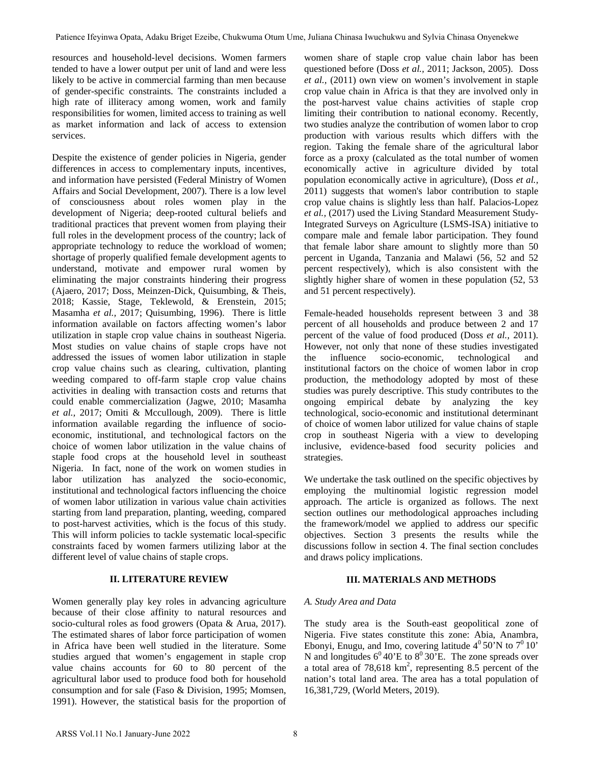resources and household-level decisions. Women farmers tended to have a lower output per unit of land and were less likely to be active in commercial farming than men because of gender-specific constraints. The constraints included a high rate of illiteracy among women, work and family responsibilities for women, limited access to training as well as market information and lack of access to extension services.

Despite the existence of gender policies in Nigeria, gender differences in access to complementary inputs, incentives, and information have persisted (Federal Ministry of Women Affairs and Social Development, 2007). There is a low level of consciousness about roles women play in the development of Nigeria; deep-rooted cultural beliefs and traditional practices that prevent women from playing their full roles in the development process of the country; lack of appropriate technology to reduce the workload of women; shortage of properly qualified female development agents to understand, motivate and empower rural women by eliminating the major constraints hindering their progress (Ajaero, 2017; Doss, Meinzen-Dick, Quisumbing, & Theis, 2018; Kassie, Stage, Teklewold, & Erenstein, 2015; Masamha *et al.,* 2017; Quisumbing, 1996). There is little information available on factors affecting women's labor utilization in staple crop value chains in southeast Nigeria. Most studies on value chains of staple crops have not addressed the issues of women labor utilization in staple crop value chains such as clearing, cultivation, planting weeding compared to off-farm staple crop value chains activities in dealing with transaction costs and returns that could enable commercialization (Jagwe, 2010; Masamha *et al.,* 2017; Omiti & Mccullough, 2009). There is little information available regarding the influence of socio-economic, institutional, and technological factors on the choice of women labor utilization in the value chains of staple food crops at the household level in southeast Nigeria. In fact, none of the work on women studies in labor utilization has analyzed the socio-economic, institutional and technological factors influencing the choice of women labor utilization in various value chain activities starting from land preparation, planting, weeding, compared to post-harvest activities, which is the focus of this study. This will inform policies to tackle systematic local-specific constraints faced by women farmers utilizing labor at the different level of value chains of staple crops.

## II. LITERATURE REVIEW

Women generally play key roles in advancing agriculture because of their close affinity to natural resources and socio-cultural roles as food growers (Opata & Arua, 2017). The estimated shares of labor force participation of women in Africa have been well studied in the literature. Some studies argued that women's engagement in staple crop value chains accounts for 60 to 80 percent of the agricultural labor used to produce food both for household consumption and for sale (Faso & Division, 1995; Momsen, 1991). However, the statistical basis for the proportion of women share of staple crop value chain labor has been questioned before (Doss *et al.,* 2011; Jackson, 2005). Doss *et al.,* (2011) own view on women's involvement in staple crop value chain in Africa is that they are involved only in the post-harvest value chains activities of staple crop limiting their contribution to national economy. Recently, two studies analyze the contribution of women labor to crop production with various results which differs with the region. Taking the female share of the agricultural labor force as a proxy (calculated as the total number of women economically active in agriculture divided by total population economically active in agriculture), (Doss *et al.,* 2011) suggests that women's labor contribution to staple crop value chains is slightly less than half. Palacios-Lopez *et al.,* (2017) used the Living Standard Measurement Study-Integrated Surveys on Agriculture (LSMS-ISA) initiative to compare male and female labor participation. They found that female labor share amount to slightly more than 50 percent in Uganda, Tanzania and Malawi (56, 52 and 52 percent respectively), which is also consistent with the slightly higher share of women in these population (52, 53 and 51 percent respectively).

Female-headed households represent between 3 and 38 percent of all households and produce between 2 and 17 percent of the value of food produced (Doss *et al.,* 2011). However, not only that none of these studies investigated the influence socio-economic, technological and institutional factors on the choice of women labor in crop production, the methodology adopted by most of these studies was purely descriptive. This study contributes to the ongoing empirical debate by analyzing the key technological, socio-economic and institutional determinant of choice of women labor utilized for value chains of staple crop in southeast Nigeria with a view to developing inclusive, evidence-based food security policies and strategies.

We undertake the task outlined on the specific objectives by employing the multinomial logistic regression model approach. The article is organized as follows. The next section outlines our methodological approaches including the framework/model we applied to address our specific objectives. Section 3 presents the results while the discussions follow in section 4. The final section concludes and draws policy implications.

## III. MATERIALS AND METHODS

### *A. Study Area and Data*

The study area is the South-east geopolitical zone of Nigeria. Five states constitute this zone: Abia, Anambra, Ebonyi, Enugu, and Imo, covering latitude $4^0$ 50'N to $7^0$ 10' N and longitudes $6^0$ 40'E to $8^0$ 30'E. The zone spreads over a total area of 78,618 km$^2$, representing 8.5 percent of the nation's total land area. The area has a total population of 16,381,729, (World Meters, 2019).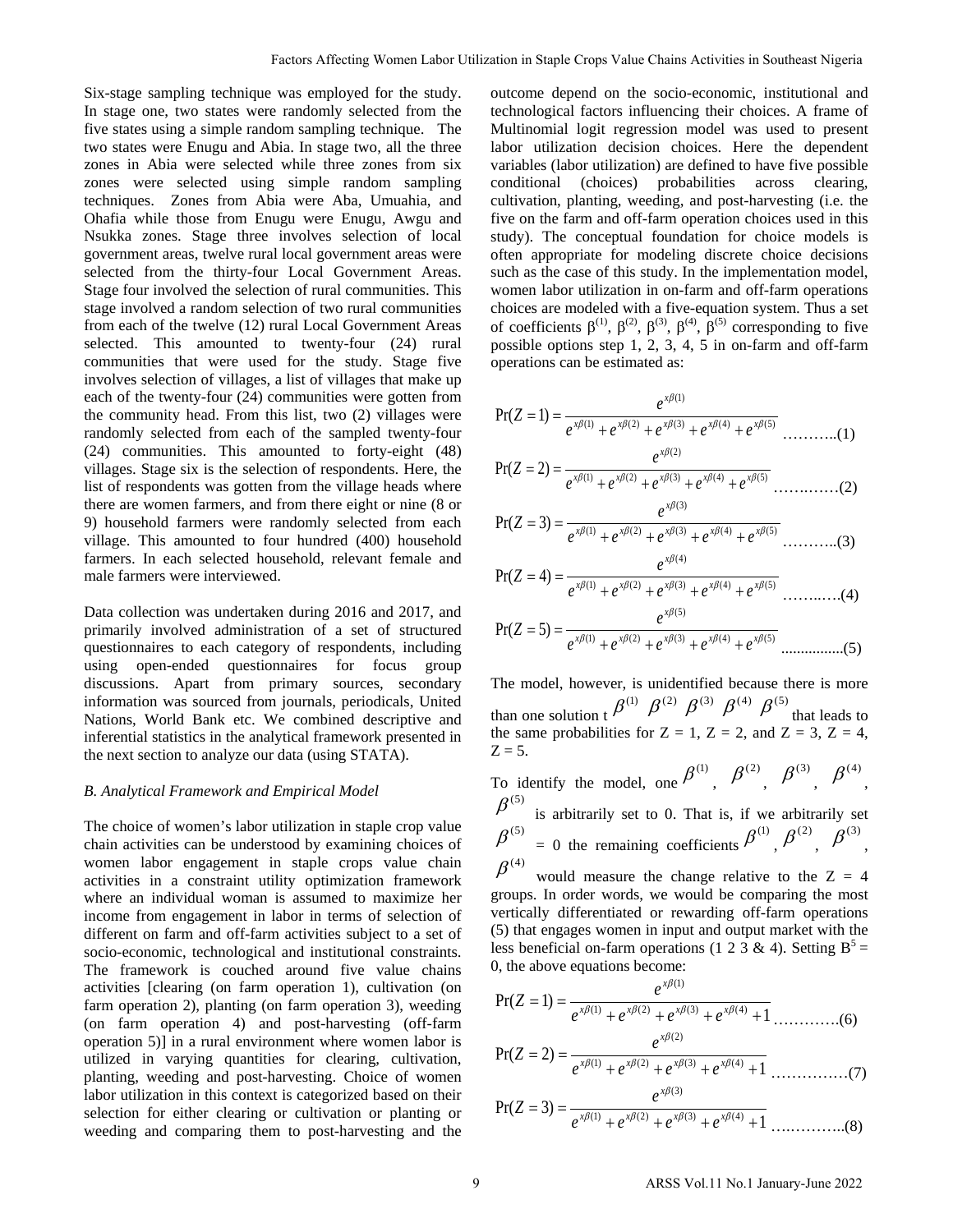Six-stage sampling technique was employed for the study. In stage one, two states were randomly selected from the five states using a simple random sampling technique. The two states were Enugu and Abia. In stage two, all the three zones in Abia were selected while three zones from six zones were selected using simple random sampling techniques. Zones from Abia were Aba, Umuahia, and Ohafia while those from Enugu were Enugu, Awgu and Nsukka zones. Stage three involves selection of local government areas, twelve rural local government areas were selected from the thirty-four Local Government Areas. Stage four involved the selection of rural communities. This stage involved a random selection of two rural communities from each of the twelve (12) rural Local Government Areas selected. This amounted to twenty-four (24) rural communities that were used for the study. Stage five involves selection of villages, a list of villages that make up each of the twenty-four (24) communities were gotten from the community head. From this list, two (2) villages were randomly selected from each of the sampled twenty-four (24) communities. This amounted to forty-eight (48) villages. Stage six is the selection of respondents. Here, the list of respondents was gotten from the village heads where there are women farmers, and from there eight or nine (8 or 9) household farmers were randomly selected from each village. This amounted to four hundred (400) household farmers. In each selected household, relevant female and male farmers were interviewed.

Data collection was undertaken during 2016 and 2017, and primarily involved administration of a set of structured questionnaires to each category of respondents, including using open-ended questionnaires for focus group discussions. Apart from primary sources, secondary information was sourced from journals, periodicals, United Nations, World Bank etc. We combined descriptive and inferential statistics in the analytical framework presented in the next section to analyze our data (using STATA).

### *B. Analytical Framework and Empirical Model*

The choice of women's labor utilization in staple crop value chain activities can be understood by examining choices of women labor engagement in staple crops value chain activities in a constraint utility optimization framework where an individual woman is assumed to maximize her income from engagement in labor in terms of selection of different on farm and off-farm activities subject to a set of socio-economic, technological and institutional constraints. The framework is couched around five value chains activities [clearing (on farm operation 1), cultivation (on farm operation 2), planting (on farm operation 3), weeding (on farm operation 4) and post-harvesting (off-farm operation 5)] in a rural environment where women labor is utilized in varying quantities for clearing, cultivation, planting, weeding and post-harvesting. Choice of women labor utilization in this context is categorized based on their selection for either clearing or cultivation or planting or weeding and comparing them to post-harvesting and the outcome depend on the socio-economic, institutional and technological factors influencing their choices. A frame of Multinomial logit regression model was used to present labor utilization decision choices. Here the dependent variables (labor utilization) are defined to have five possible conditional (choices) probabilities across clearing, cultivation, planting, weeding, and post-harvesting (i.e. the five on the farm and off-farm operation choices used in this study). The conceptual foundation for choice models is often appropriate for modeling discrete choice decisions such as the case of this study. In the implementation model, women labor utilization in on-farm and off-farm operations choices are modeled with a five-equation system. Thus a set of coefficients $\beta^{(1)}$, $\beta^{(2)}$, $\beta^{(3)}$, $\beta^{(4)}$, $\beta^{(5)}$ corresponding to five possible options step 1, 2, 3, 4, 5 in on-farm and off-farm operations can be estimated as:

$$\Pr(Z=1) = \frac{e^{x\beta(1)}}{e^{x\beta(1)} + e^{x\beta(2)} + e^{x\beta(3)} + e^{x\beta(4)} + e^{x\beta(5)}} \quad \text{……….(1)}$$

$$\Pr(Z=2) = \frac{e^{x\beta(2)}}{e^{x\beta(1)} + e^{x\beta(2)} + e^{x\beta(3)} + e^{x\beta(4)} + e^{x\beta(5)}} \quad \text{……….(2)}$$

$$\Pr(Z=3) = \frac{e^{x\beta(3)}}{e^{x\beta(1)} + e^{x\beta(2)} + e^{x\beta(3)} + e^{x\beta(4)} + e^{x\beta(5)}} \quad \text{……….(3)}$$

$$\Pr(Z=4) = \frac{e^{x\beta(4)}}{e^{x\beta(1)} + e^{x\beta(2)} + e^{x\beta(3)} + e^{x\beta(4)} + e^{x\beta(5)}} \quad \text{……….(4)}$$

$$\Pr(Z=5) = \frac{e^{x\beta(5)}}{e^{x\beta(1)} + e^{x\beta(2)} + e^{x\beta(3)} + e^{x\beta(4)} + e^{x\beta(5)}} \quad \text{...............(5)}$$

The model, however, is unidentified because there is more than one solution t $\beta^{(1)}$ $\beta^{(2)}$ $\beta^{(3)}$ $\beta^{(4)}$ $\beta^{(5)}$ that leads to the same probabilities for Z = 1, Z = 2, and Z = 3, Z = 4, Z = 5.

To identify the model, one $\beta^{(1)}$, $\beta^{(2)}$, $\beta^{(3)}$, $\beta^{(4)}$, $\beta^{(5)}$ is arbitrarily set to 0. That is, if we arbitrarily set $\beta^{(5)}$ = 0 the remaining coefficients $\beta^{(1)}$, $\beta^{(2)}$, $\beta^{(3)}$, $\beta^{(4)}$ would measure the change relative to the Z = 4 groups. In order words, we would be comparing the most vertically differentiated or rewarding off-farm operations (5) that engages women in input and output market with the less beneficial on-farm operations (1 2 3 & 4). Setting $B^5$ = 0, the above equations become:

$$\Pr(Z=1) = \frac{e^{x\beta(1)}}{e^{x\beta(1)} + e^{x\beta(2)} + e^{x\beta(3)} + e^{x\beta(4)} + 1} \quad \text{………….(6)}$$

$$\Pr(Z=2) = \frac{e^{x\beta(2)}}{e^{x\beta(1)} + e^{x\beta(2)} + e^{x\beta(3)} + e^{x\beta(4)} + 1} \quad \text{……………(7)}$$

$$\Pr(Z=3) = \frac{e^{x\beta(3)}}{e^{x\beta(1)} + e^{x\beta(2)} + e^{x\beta(3)} + e^{x\beta(4)} + 1} \quad \text{…………..(8)}$$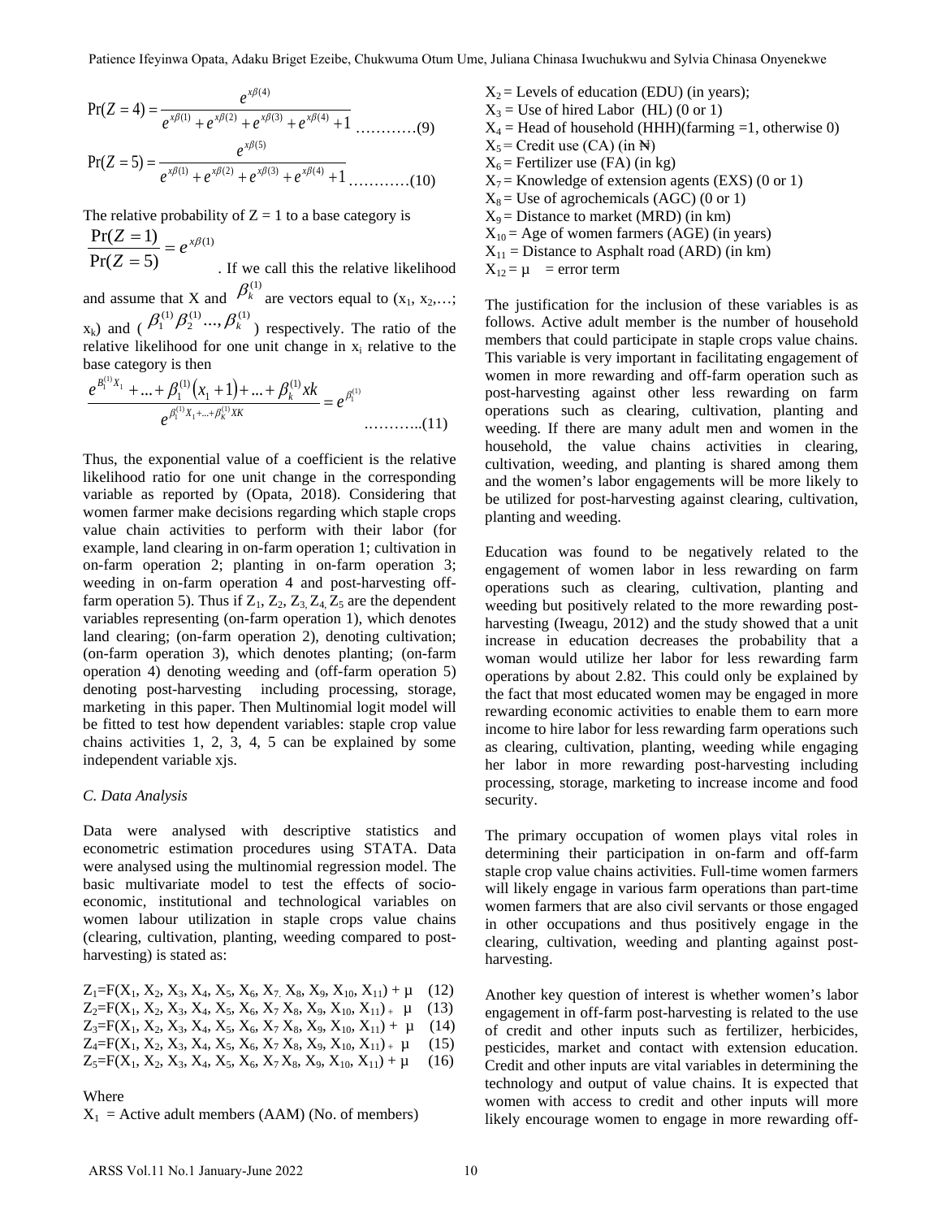$$\Pr(Z=4)=\frac{e^{x\beta(4)}}{e^{x\beta(1)}+e^{x\beta(2)}+e^{x\beta(3)}+e^{x\beta(4)}+1} \quad \text{…………(9)}$$

$$\Pr(Z=5)=\frac{e^{x\beta(5)}}{e^{x\beta(1)}+e^{x\beta(2)}+e^{x\beta(3)}+e^{x\beta(4)}+1} \quad \text{…………(10)}$$

The relative probability of Z = 1 to a base category is $\frac{\Pr(Z=1)}{\Pr(Z=5)}=e^{x\beta(1)}$. If we call this the relative likelihood and assume that X and $\beta_k^{(1)}$ are vectors equal to ($x_1, x_2,…; x_k$) and ($\beta_1^{(1)}\beta_2^{(1)}...,\beta_k^{(1)}$) respectively. The ratio of the relative likelihood for one unit change in $x_i$ relative to the base category is then

$$\frac{e^{B_1^{(1)}X_1}+...+\beta_1^{(1)}(x_1+1)+...+\beta_k^{(1)}xk}{e^{\beta_1^{(1)}X_1+...+\beta_k^{(1)}XK}}=e^{\beta_1^{(1)}} \quad \text{.………..(11)}$$

Thus, the exponential value of a coefficient is the relative likelihood ratio for one unit change in the corresponding variable as reported by (Opata, 2018). Considering that women farmer make decisions regarding which staple crops value chain activities to perform with their labor (for example, land clearing in on-farm operation 1; cultivation in on-farm operation 2; planting in on-farm operation 3; weeding in on-farm operation 4 and post-harvesting off-farm operation 5). Thus if $Z_1$, $Z_2$, $Z_3$, $Z_4$, $Z_5$ are the dependent variables representing (on-farm operation 1), which denotes land clearing; (on-farm operation 2), denoting cultivation; (on-farm operation 3), which denotes planting; (on-farm operation 4) denoting weeding and (off-farm operation 5) denoting post-harvesting including processing, storage, marketing in this paper. Then Multinomial logit model will be fitted to test how dependent variables: staple crop value chains activities 1, 2, 3, 4, 5 can be explained by some independent variable xjs.

### *C. Data Analysis*

Data were analysed with descriptive statistics and econometric estimation procedures using STATA. Data were analysed using the multinomial regression model. The basic multivariate model to test the effects of socio-economic, institutional and technological variables on women labour utilization in staple crops value chains (clearing, cultivation, planting, weeding compared to post-harvesting) is stated as:

$Z_1$=F($X_1$, $X_2$, $X_3$, $X_4$, $X_5$, $X_6$, $X_7$, $X_8$, $X_9$, $X_{10}$, $X_{11}$) + μ (12)
$Z_2$=F($X_1$, $X_2$, $X_3$, $X_4$, $X_5$, $X_6$, $X_7$, $X_8$, $X_9$, $X_{10}$, $X_{11}$) + μ (13)
$Z_3$=F($X_1$, $X_2$, $X_3$, $X_4$, $X_5$, $X_6$, $X_7$, $X_8$, $X_9$, $X_{10}$, $X_{11}$) + μ (14)
$Z_4$=F($X_1$, $X_2$, $X_3$, $X_4$, $X_5$, $X_6$, $X_7$, $X_8$, $X_9$, $X_{10}$, $X_{11}$) + μ (15)
$Z_5$=F($X_1$, $X_2$, $X_3$, $X_4$, $X_5$, $X_6$, $X_7$, $X_8$, $X_9$, $X_{10}$, $X_{11}$) + μ (16)

Where
$X_1$ = Active adult members (AAM) (No. of members)
$X_2$ = Levels of education (EDU) (in years);
$X_3$ = Use of hired Labor (HL) (0 or 1)
$X_4$ = Head of household (HHH)(farming =1, otherwise 0)
$X_5$ = Credit use (CA) (in ₦)
$X_6$ = Fertilizer use (FA) (in kg)
$X_7$ = Knowledge of extension agents (EXS) (0 or 1)
$X_8$ = Use of agrochemicals (AGC) (0 or 1)
$X_9$ = Distance to market (MRD) (in km)
$X_{10}$ = Age of women farmers (AGE) (in years)
$X_{11}$ = Distance to Asphalt road (ARD) (in km)
$X_{12}$ = μ = error term

The justification for the inclusion of these variables is as follows. Active adult member is the number of household members that could participate in staple crops value chains. This variable is very important in facilitating engagement of women in more rewarding and off-farm operation such as post-harvesting against other less rewarding on farm operations such as clearing, cultivation, planting and weeding. If there are many adult men and women in the household, the value chains activities in clearing, cultivation, weeding, and planting is shared among them and the women's labor engagements will be more likely to be utilized for post-harvesting against clearing, cultivation, planting and weeding.

Education was found to be negatively related to the engagement of women labor in less rewarding on farm operations such as clearing, cultivation, planting and weeding but positively related to the more rewarding post-harvesting (Iweagu, 2012) and the study showed that a unit increase in education decreases the probability that a woman would utilize her labor for less rewarding farm operations by about 2.82. This could only be explained by the fact that most educated women may be engaged in more rewarding economic activities to enable them to earn more income to hire labor for less rewarding farm operations such as clearing, cultivation, planting, weeding while engaging her labor in more rewarding post-harvesting including processing, storage, marketing to increase income and food security.

The primary occupation of women plays vital roles in determining their participation in on-farm and off-farm staple crop value chains activities. Full-time women farmers will likely engage in various farm operations than part-time women farmers that are also civil servants or those engaged in other occupations and thus positively engage in the clearing, cultivation, weeding and planting against post-harvesting.

Another key question of interest is whether women's labor engagement in off-farm post-harvesting is related to the use of credit and other inputs such as fertilizer, herbicides, pesticides, market and contact with extension education. Credit and other inputs are vital variables in determining the technology and output of value chains. It is expected that women with access to credit and other inputs will more likely encourage women to engage in more rewarding off-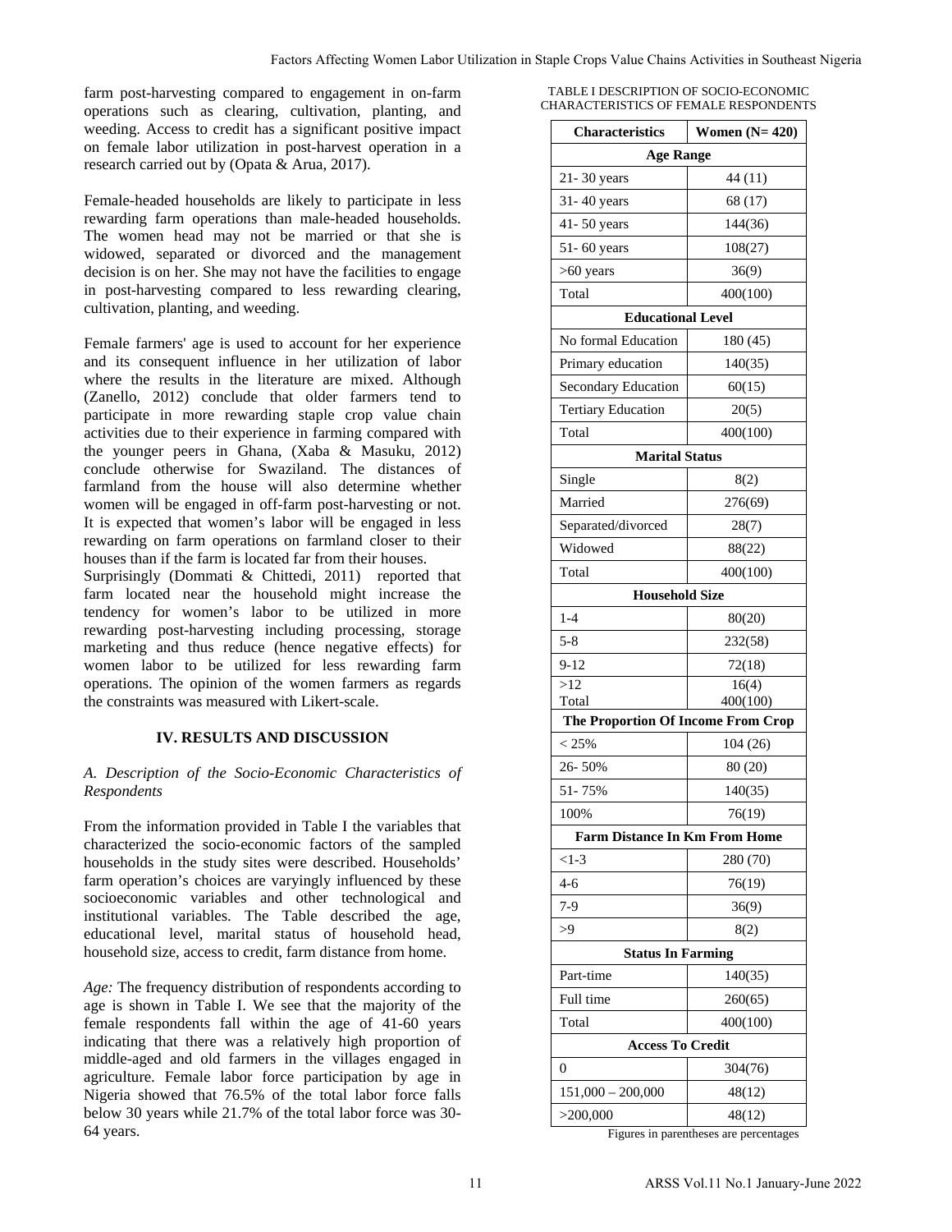farm post-harvesting compared to engagement in on-farm operations such as clearing, cultivation, planting, and weeding. Access to credit has a significant positive impact on female labor utilization in post-harvest operation in a research carried out by (Opata & Arua, 2017).

Female-headed households are likely to participate in less rewarding farm operations than male-headed households. The women head may not be married or that she is widowed, separated or divorced and the management decision is on her. She may not have the facilities to engage in post-harvesting compared to less rewarding clearing, cultivation, planting, and weeding.

Female farmers' age is used to account for her experience and its consequent influence in her utilization of labor where the results in the literature are mixed. Although (Zanello, 2012) conclude that older farmers tend to participate in more rewarding staple crop value chain activities due to their experience in farming compared with the younger peers in Ghana, (Xaba & Masuku, 2012) conclude otherwise for Swaziland. The distances of farmland from the house will also determine whether women will be engaged in off-farm post-harvesting or not. It is expected that women's labor will be engaged in less rewarding on farm operations on farmland closer to their houses than if the farm is located far from their houses. Surprisingly (Dommati & Chittedi, 2011) reported that farm located near the household might increase the tendency for women's labor to be utilized in more rewarding post-harvesting including processing, storage marketing and thus reduce (hence negative effects) for women labor to be utilized for less rewarding farm operations. The opinion of the women farmers as regards the constraints was measured with Likert-scale.

## IV. RESULTS AND DISCUSSION

### *A. Description of the Socio-Economic Characteristics of Respondents*

From the information provided in Table I the variables that characterized the socio-economic factors of the sampled households in the study sites were described. Households' farm operation's choices are varyingly influenced by these socioeconomic variables and other technological and institutional variables. The Table described the age, educational level, marital status of household head, household size, access to credit, farm distance from home.

*Age:* The frequency distribution of respondents according to age is shown in Table I. We see that the majority of the female respondents fall within the age of 41-60 years indicating that there was a relatively high proportion of middle-aged and old farmers in the villages engaged in agriculture. Female labor force participation by age in Nigeria showed that 76.5% of the total labor force falls below 30 years while 21.7% of the total labor force was 30-64 years.

TABLE I DESCRIPTION OF SOCIO-ECONOMIC CHARACTERISTICS OF FEMALE RESPONDENTS

| Characteristics | Women (N= 420) |
|---|---|
| **Age Range** | |
| 21- 30 years | 44 (11) |
| 31- 40 years | 68 (17) |
| 41- 50 years | 144(36) |
| 51- 60 years | 108(27) |
| >60 years | 36(9) |
| Total | 400(100) |
| **Educational Level** | |
| No formal Education | 180 (45) |
| Primary education | 140(35) |
| Secondary Education | 60(15) |
| Tertiary Education | 20(5) |
| Total | 400(100) |
| **Marital Status** | |
| Single | 8(2) |
| Married | 276(69) |
| Separated/divorced | 28(7) |
| Widowed | 88(22) |
| Total | 400(100) |
| **Household Size** | |
| 1-4 | 80(20) |
| 5-8 | 232(58) |
| 9-12 | 72(18) |
| >12 | 16(4) |
| Total | 400(100) |
| **The Proportion Of Income From Crop** | |
| < 25% | 104 (26) |
| 26- 50% | 80 (20) |
| 51- 75% | 140(35) |
| 100% | 76(19) |
| **Farm Distance In Km From Home** | |
| <1-3 | 280 (70) |
| 4-6 | 76(19) |
| 7-9 | 36(9) |
| >9 | 8(2) |
| **Status In Farming** | |
| Part-time | 140(35) |
| Full time | 260(65) |
| Total | 400(100) |
| **Access To Credit** | |
| 0 | 304(76) |
| 151,000 – 200,000 | 48(12) |
| >200,000 | 48(12) |

Figures in parentheses are percentages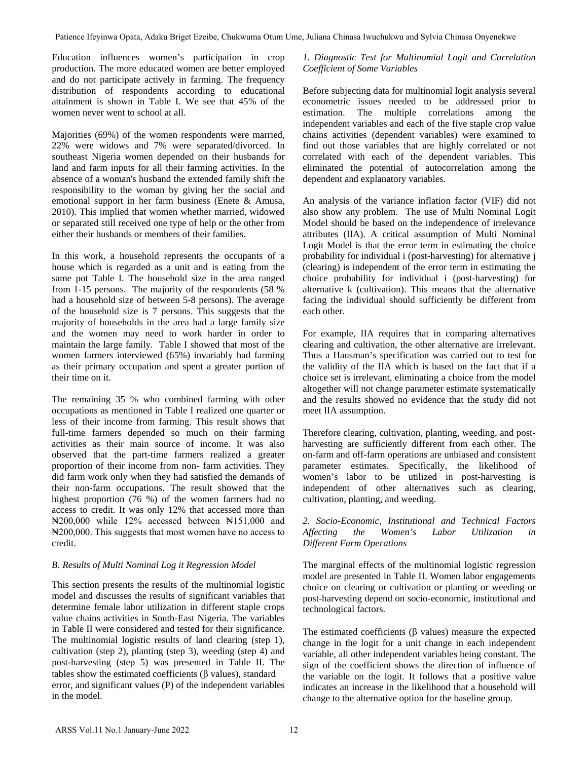Education influences women's participation in crop production. The more educated women are better employed and do not participate actively in farming. The frequency distribution of respondents according to educational attainment is shown in Table I. We see that 45% of the women never went to school at all.

Majorities (69%) of the women respondents were married, 22% were widows and 7% were separated/divorced. In southeast Nigeria women depended on their husbands for land and farm inputs for all their farming activities. In the absence of a woman's husband the extended family shift the responsibility to the woman by giving her the social and emotional support in her farm business (Enete & Amusa, 2010). This implied that women whether married, widowed or separated still received one type of help or the other from either their husbands or members of their families.

In this work, a household represents the occupants of a house which is regarded as a unit and is eating from the same pot Table I. The household size in the area ranged from 1-15 persons. The majority of the respondents (58 % had a household size of between 5-8 persons). The average of the household size is 7 persons. This suggests that the majority of households in the area had a large family size and the women may need to work harder in order to maintain the large family. Table I showed that most of the women farmers interviewed (65%) invariably had farming as their primary occupation and spent a greater portion of their time on it.

The remaining 35 % who combined farming with other occupations as mentioned in Table I realized one quarter or less of their income from farming. This result shows that full-time farmers depended so much on their farming activities as their main source of income. It was also observed that the part-time farmers realized a greater proportion of their income from non- farm activities. They did farm work only when they had satisfied the demands of their non-farm occupations. The result showed that the highest proportion (76 %) of the women farmers had no access to credit. It was only 12% that accessed more than ₦200,000 while 12% accessed between ₦151,000 and ₦200,000. This suggests that most women have no access to credit.

*B. Results of Multi Nominal Log it Regression Model*

This section presents the results of the multinomial logistic model and discusses the results of significant variables that determine female labor utilization in different staple crops value chains activities in South-East Nigeria. The variables in Table II were considered and tested for their significance. The multinomial logistic results of land clearing (step 1), cultivation (step 2), planting (step 3), weeding (step 4) and post-harvesting (step 5) was presented in Table II. The tables show the estimated coefficients (β values), standard error, and significant values (P) of the independent variables in the model.

*1. Diagnostic Test for Multinomial Logit and Correlation Coefficient of Some Variables*

Before subjecting data for multinomial logit analysis several econometric issues needed to be addressed prior to estimation. The multiple correlations among the independent variables and each of the five staple crop value chains activities (dependent variables) were examined to find out those variables that are highly correlated or not correlated with each of the dependent variables. This eliminated the potential of autocorrelation among the dependent and explanatory variables.

An analysis of the variance inflation factor (VIF) did not also show any problem. The use of Multi Nominal Logit Model should be based on the independence of irrelevance attributes (IIA). A critical assumption of Multi Nominal Logit Model is that the error term in estimating the choice probability for individual i (post-harvesting) for alternative j (clearing) is independent of the error term in estimating the choice probability for individual i (post-harvesting) for alternative k (cultivation). This means that the alternative facing the individual should sufficiently be different from each other.

For example, IIA requires that in comparing alternatives clearing and cultivation, the other alternative are irrelevant. Thus a Hausman's specification was carried out to test for the validity of the IIA which is based on the fact that if a choice set is irrelevant, eliminating a choice from the model altogether will not change parameter estimate systematically and the results showed no evidence that the study did not meet IIA assumption.

Therefore clearing, cultivation, planting, weeding, and post-harvesting are sufficiently different from each other. The on-farm and off-farm operations are unbiased and consistent parameter estimates. Specifically, the likelihood of women's labor to be utilized in post-harvesting is independent of other alternatives such as clearing, cultivation, planting, and weeding.

*2. Socio-Economic, Institutional and Technical Factors Affecting the Women's Labor Utilization in Different Farm Operations*

The marginal effects of the multinomial logistic regression model are presented in Table II. Women labor engagements choice on clearing or cultivation or planting or weeding or post-harvesting depend on socio-economic, institutional and technological factors.

The estimated coefficients (β values) measure the expected change in the logit for a unit change in each independent variable, all other independent variables being constant. The sign of the coefficient shows the direction of influence of the variable on the logit. It follows that a positive value indicates an increase in the likelihood that a household will change to the alternative option for the baseline group.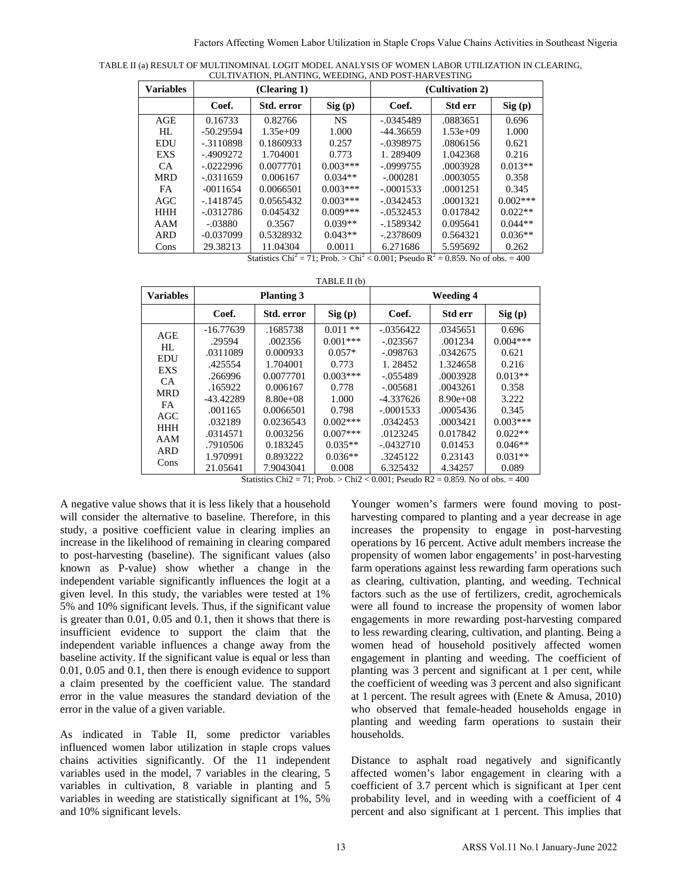TABLE II (a) RESULT OF MULTINOMINAL LOGIT MODEL ANALYSIS OF WOMEN LABOR UTILIZATION IN CLEARING, CULTIVATION, PLANTING, WEEDING, AND POST-HARVESTING

| Variables | (Clearing 1) | | | (Cultivation 2) | | |
|---|---|---|---|---|---|---|
| | Coef. | Std. error | Sig (p) | Coef. | Std err | Sig (p) |
| AGE | 0.16733 | 0.82766 | NS | -.0345489 | .0883651 | 0.696 |
| HL | -50.29594 | 1.35e+09 | 1.000 | -44.36659 | 1.53e+09 | 1.000 |
| EDU | -.3110898 | 0.1860933 | 0.257 | -.0398975 | .0806156 | 0.621 |
| EXS | -.4909272 | 1.704001 | 0.773 | 1. 289409 | 1.042368 | 0.216 |
| CA | -.0222996 | 0.0077701 | 0.003*** | -.0999755 | .0003928 | 0.013** |
| MRD | -.0311659 | 0.006167 | 0.034** | -.000281 | .0003055 | 0.358 |
| FA | -0011654 | 0.0066501 | 0.003*** | -.0001533 | .0001251 | 0.345 |
| AGC | -.1418745 | 0.0565432 | 0.003*** | -.0342453 | .0001321 | 0.002*** |
| HHH | -.0312786 | 0.045432 | 0.009*** | -.0532453 | 0.017842 | 0.022** |
| AAM | -.03880 | 0.3567 | 0.039** | -.1589342 | 0.095641 | 0.044** |
| ARD | -0.037099 | 0.5328932 | 0.043** | -.2378609 | 0.564321 | 0.036** |
| Cons | 29.38213 | 11.04304 | 0.0011 | 6.271686 | 5.595692 | 0.262 |

Statistics $Chi^2 = 71$; Prob. > $Chi^2 < 0.001$; Pseudo $R^2 = 0.859$. No of obs. = 400

TABLE II (b)

| Variables | Planting 3 | | | Weeding 4 | | |
|---|---|---|---|---|---|---|
| | Coef. | Std. error | Sig (p) | Coef. | Std err | Sig (p) |
| AGE | -16.77639 | .1685738 | 0.011 ** | -.0356422 | .0345651 | 0.696 |
| HL | .29594 | .002356 | 0.001*** | -.023567 | .001234 | 0.004*** |
| EDU | .0311089 | 0.000933 | 0.057* | -.098763 | .0342675 | 0.621 |
| EXS | .425554 | 1.704001 | 0.773 | 1. 28452 | 1.324658 | 0.216 |
| CA | .266996 | 0.0077701 | 0.003*** | -.055489 | .0003928 | 0.013** |
| MRD | .165922 | 0.006167 | 0.778 | -.005681 | .0043261 | 0.358 |
| FA | -43.42289 | 8.80e+08 | 1.000 | -4.337626 | 8.90e+08 | 3.222 |
| AGC | .001165 | 0.0066501 | 0.798 | -.0001533 | .0005436 | 0.345 |
| HHH | .032189 | 0.0236543 | 0.002*** | .0342453 | .0003421 | 0.003*** |
| AAM | .0314571 | 0.003256 | 0.007*** | .0123245 | 0.017842 | 0.022** |
| ARD | .7910506 | 0.183245 | 0.035** | -.0432710 | 0.01453 | 0.046** |
| Cons | 1.970991 | 0.893222 | 0.036** | .3245122 | 0.23143 | 0.031** |
| | 21.05641 | 7.9043041 | 0.008 | 6.325432 | 4.34257 | 0.089 |

Statistics Chi2 = 71; Prob. > Chi2 < 0.001; Pseudo R2 = 0.859. No of obs. = 400

A negative value shows that it is less likely that a household will consider the alternative to baseline. Therefore, in this study, a positive coefficient value in clearing implies an increase in the likelihood of remaining in clearing compared to post-harvesting (baseline). The significant values (also known as P-value) show whether a change in the independent variable significantly influences the logit at a given level. In this study, the variables were tested at 1% 5% and 10% significant levels. Thus, if the significant value is greater than 0.01, 0.05 and 0.1, then it shows that there is insufficient evidence to support the claim that the independent variable influences a change away from the baseline activity. If the significant value is equal or less than 0.01, 0.05 and 0.1, then there is enough evidence to support a claim presented by the coefficient value. The standard error in the value measures the standard deviation of the error in the value of a given variable.

As indicated in Table II, some predictor variables influenced women labor utilization in staple crops values chains activities significantly. Of the 11 independent variables used in the model, 7 variables in the clearing, 5 variables in cultivation, 8 variable in planting and 5 variables in weeding are statistically significant at 1%, 5% and 10% significant levels.

Younger women's farmers were found moving to post-harvesting compared to planting and a year decrease in age increases the propensity to engage in post-harvesting operations by 16 percent. Active adult members increase the propensity of women labor engagements' in post-harvesting farm operations against less rewarding farm operations such as clearing, cultivation, planting, and weeding. Technical factors such as the use of fertilizers, credit, agrochemicals were all found to increase the propensity of women labor engagements in more rewarding post-harvesting compared to less rewarding clearing, cultivation, and planting. Being a women head of household positively affected women engagement in planting and weeding. The coefficient of planting was 3 percent and significant at 1 per cent, while the coefficient of weeding was 3 percent and also significant at 1 percent. The result agrees with (Enete & Amusa, 2010) who observed that female-headed households engage in planting and weeding farm operations to sustain their households.

Distance to asphalt road negatively and significantly affected women's labor engagement in clearing with a coefficient of 3.7 percent which is significant at 1per cent probability level, and in weeding with a coefficient of 4 percent and also significant at 1 percent. This implies that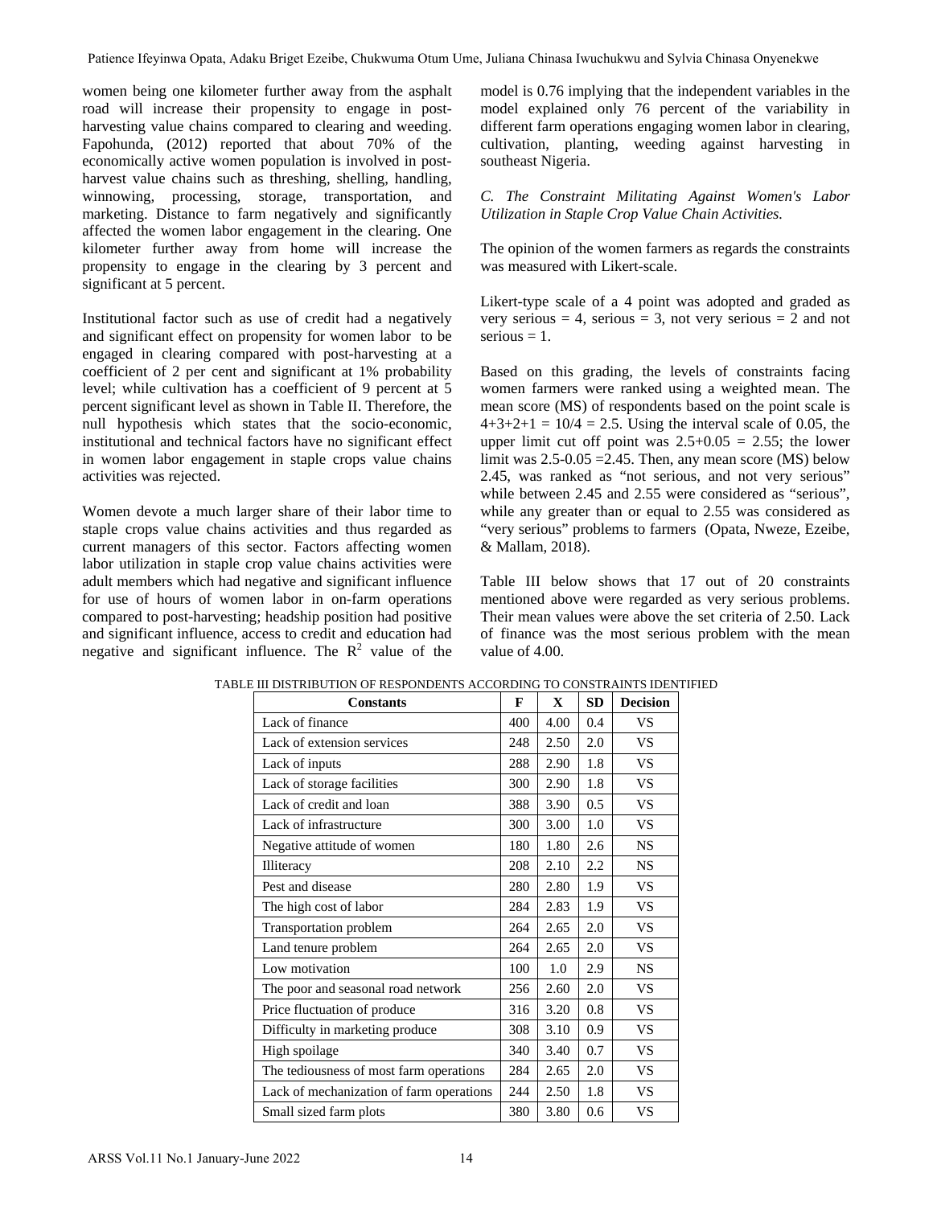women being one kilometer further away from the asphalt road will increase their propensity to engage in post-harvesting value chains compared to clearing and weeding. Fapohunda, (2012) reported that about 70% of the economically active women population is involved in post-harvest value chains such as threshing, shelling, handling, winnowing, processing, storage, transportation, and marketing. Distance to farm negatively and significantly affected the women labor engagement in the clearing. One kilometer further away from home will increase the propensity to engage in the clearing by 3 percent and significant at 5 percent.

Institutional factor such as use of credit had a negatively and significant effect on propensity for women labor to be engaged in clearing compared with post-harvesting at a coefficient of 2 per cent and significant at 1% probability level; while cultivation has a coefficient of 9 percent at 5 percent significant level as shown in Table II. Therefore, the null hypothesis which states that the socio-economic, institutional and technical factors have no significant effect in women labor engagement in staple crops value chains activities was rejected.

Women devote a much larger share of their labor time to staple crops value chains activities and thus regarded as current managers of this sector. Factors affecting women labor utilization in staple crop value chains activities were adult members which had negative and significant influence for use of hours of women labor in on-farm operations compared to post-harvesting; headship position had positive and significant influence, access to credit and education had negative and significant influence. The $R^2$ value of the model is 0.76 implying that the independent variables in the model explained only 76 percent of the variability in different farm operations engaging women labor in clearing, cultivation, planting, weeding against harvesting in southeast Nigeria.

### *C. The Constraint Militating Against Women's Labor Utilization in Staple Crop Value Chain Activities.*

The opinion of the women farmers as regards the constraints was measured with Likert-scale.

Likert-type scale of a 4 point was adopted and graded as very serious = 4, serious = 3, not very serious = 2 and not serious = 1.

Based on this grading, the levels of constraints facing women farmers were ranked using a weighted mean. The mean score (MS) of respondents based on the point scale is $4+3+2+1 = 10/4 = 2.5$. Using the interval scale of 0.05, the upper limit cut off point was $2.5+0.05 = 2.55$; the lower limit was $2.5-0.05 = 2.45$. Then, any mean score (MS) below 2.45, was ranked as "not serious, and not very serious" while between 2.45 and 2.55 were considered as "serious", while any greater than or equal to 2.55 was considered as "very serious" problems to farmers (Opata, Nweze, Ezeibe, & Mallam, 2018).

Table III below shows that 17 out of 20 constraints mentioned above were regarded as very serious problems. Their mean values were above the set criteria of 2.50. Lack of finance was the most serious problem with the mean value of 4.00.

TABLE III DISTRIBUTION OF RESPONDENTS ACCORDING TO CONSTRAINTS IDENTIFIED

| Constants | F | X | SD | Decision |
|---|---|---|---|---|
| Lack of finance | 400 | 4.00 | 0.4 | VS |
| Lack of extension services | 248 | 2.50 | 2.0 | VS |
| Lack of inputs | 288 | 2.90 | 1.8 | VS |
| Lack of storage facilities | 300 | 2.90 | 1.8 | VS |
| Lack of credit and loan | 388 | 3.90 | 0.5 | VS |
| Lack of infrastructure | 300 | 3.00 | 1.0 | VS |
| Negative attitude of women | 180 | 1.80 | 2.6 | NS |
| Illiteracy | 208 | 2.10 | 2.2 | NS |
| Pest and disease | 280 | 2.80 | 1.9 | VS |
| The high cost of labor | 284 | 2.83 | 1.9 | VS |
| Transportation problem | 264 | 2.65 | 2.0 | VS |
| Land tenure problem | 264 | 2.65 | 2.0 | VS |
| Low motivation | 100 | 1.0 | 2.9 | NS |
| The poor and seasonal road network | 256 | 2.60 | 2.0 | VS |
| Price fluctuation of produce | 316 | 3.20 | 0.8 | VS |
| Difficulty in marketing produce | 308 | 3.10 | 0.9 | VS |
| High spoilage | 340 | 3.40 | 0.7 | VS |
| The tediousness of most farm operations | 284 | 2.65 | 2.0 | VS |
| Lack of mechanization of farm operations | 244 | 2.50 | 1.8 | VS |
| Small sized farm plots | 380 | 3.80 | 0.6 | VS |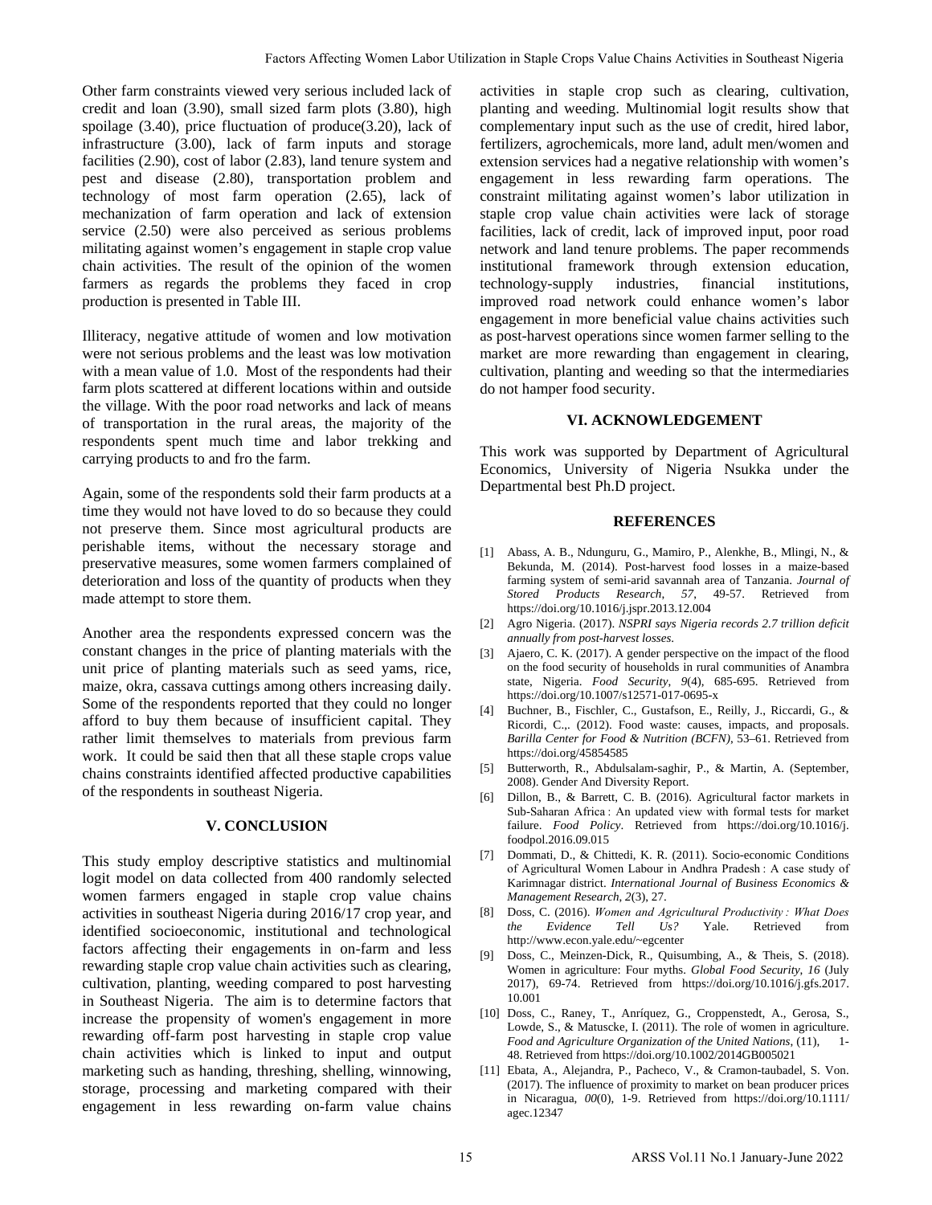Other farm constraints viewed very serious included lack of credit and loan (3.90), small sized farm plots (3.80), high spoilage (3.40), price fluctuation of produce(3.20), lack of infrastructure (3.00), lack of farm inputs and storage facilities (2.90), cost of labor (2.83), land tenure system and pest and disease (2.80), transportation problem and technology of most farm operation (2.65), lack of mechanization of farm operation and lack of extension service (2.50) were also perceived as serious problems militating against women's engagement in staple crop value chain activities. The result of the opinion of the women farmers as regards the problems they faced in crop production is presented in Table III.

Illiteracy, negative attitude of women and low motivation were not serious problems and the least was low motivation with a mean value of 1.0. Most of the respondents had their farm plots scattered at different locations within and outside the village. With the poor road networks and lack of means of transportation in the rural areas, the majority of the respondents spent much time and labor trekking and carrying products to and fro the farm.

Again, some of the respondents sold their farm products at a time they would not have loved to do so because they could not preserve them. Since most agricultural products are perishable items, without the necessary storage and preservative measures, some women farmers complained of deterioration and loss of the quantity of products when they made attempt to store them.

Another area the respondents expressed concern was the constant changes in the price of planting materials with the unit price of planting materials such as seed yams, rice, maize, okra, cassava cuttings among others increasing daily. Some of the respondents reported that they could no longer afford to buy them because of insufficient capital. They rather limit themselves to materials from previous farm work. It could be said then that all these staple crops value chains constraints identified affected productive capabilities of the respondents in southeast Nigeria.

## V. CONCLUSION

This study employ descriptive statistics and multinomial logit model on data collected from 400 randomly selected women farmers engaged in staple crop value chains activities in southeast Nigeria during 2016/17 crop year, and identified socioeconomic, institutional and technological factors affecting their engagements in on-farm and less rewarding staple crop value chain activities such as clearing, cultivation, planting, weeding compared to post harvesting in Southeast Nigeria. The aim is to determine factors that increase the propensity of women's engagement in more rewarding off-farm post harvesting in staple crop value chain activities which is linked to input and output marketing such as handing, threshing, shelling, winnowing, storage, processing and marketing compared with their engagement in less rewarding on-farm value chains activities in staple crop such as clearing, cultivation, planting and weeding. Multinomial logit results show that complementary input such as the use of credit, hired labor, fertilizers, agrochemicals, more land, adult men/women and extension services had a negative relationship with women's engagement in less rewarding farm operations. The constraint militating against women's labor utilization in staple crop value chain activities were lack of storage facilities, lack of credit, lack of improved input, poor road network and land tenure problems. The paper recommends institutional framework through extension education, technology-supply industries, financial institutions, improved road network could enhance women's labor engagement in more beneficial value chains activities such as post-harvest operations since women farmer selling to the market are more rewarding than engagement in clearing, cultivation, planting and weeding so that the intermediaries do not hamper food security.

## VI. ACKNOWLEDGEMENT

This work was supported by Department of Agricultural Economics, University of Nigeria Nsukka under the Departmental best Ph.D project.

## REFERENCES

[1] Abass, A. B., Ndunguru, G., Mamiro, P., Alenkhe, B., Mlingi, N., & Bekunda, M. (2014). Post-harvest food losses in a maize-based farming system of semi-arid savannah area of Tanzania. *Journal of Stored Products Research*, *57*, 49-57. Retrieved from https://doi.org/10.1016/j.jspr.2013.12.004

[2] Agro Nigeria. (2017). *NSPRI says Nigeria records 2.7 trillion deficit annually from post-harvest losses*.

[3] Ajaero, C. K. (2017). A gender perspective on the impact of the flood on the food security of households in rural communities of Anambra state, Nigeria. *Food Security*, *9*(4), 685-695. Retrieved from https://doi.org/10.1007/s12571-017-0695-x

[4] Buchner, B., Fischler, C., Gustafson, E., Reilly, J., Riccardi, G., & Ricordi, C.,. (2012). Food waste: causes, impacts, and proposals. *Barilla Center for Food & Nutrition (BCFN)*, 53–61. Retrieved from https://doi.org/45854585

[5] Butterworth, R., Abdulsalam-saghir, P., & Martin, A. (September, 2008). Gender And Diversity Report.

[6] Dillon, B., & Barrett, C. B. (2016). Agricultural factor markets in Sub-Saharan Africa : An updated view with formal tests for market failure. *Food Policy*. Retrieved from https://doi.org/10.1016/j.foodpol.2016.09.015

[7] Dommati, D., & Chittedi, K. R. (2011). Socio-economic Conditions of Agricultural Women Labour in Andhra Pradesh : A case study of Karimnagar district. *International Journal of Business Economics & Management Research*, *2*(3), 27.

[8] Doss, C. (2016). *Women and Agricultural Productivity : What Does the Evidence Tell Us?* Yale. Retrieved from http://www.econ.yale.edu/~egcenter

[9] Doss, C., Meinzen-Dick, R., Quisumbing, A., & Theis, S. (2018). Women in agriculture: Four myths. *Global Food Security*, *16* (July 2017), 69-74. Retrieved from https://doi.org/10.1016/j.gfs.2017.10.001

[10] Doss, C., Raney, T., Anríquez, G., Croppenstedt, A., Gerosa, S., Lowde, S., & Matuscke, I. (2011). The role of women in agriculture. *Food and Agriculture Organization of the United Nations*, (11), 1-48. Retrieved from https://doi.org/10.1002/2014GB005021

[11] Ebata, A., Alejandra, P., Pacheco, V., & Cramon-taubadel, S. Von. (2017). The influence of proximity to market on bean producer prices in Nicaragua, *00*(0), 1-9. Retrieved from https://doi.org/10.1111/agec.12347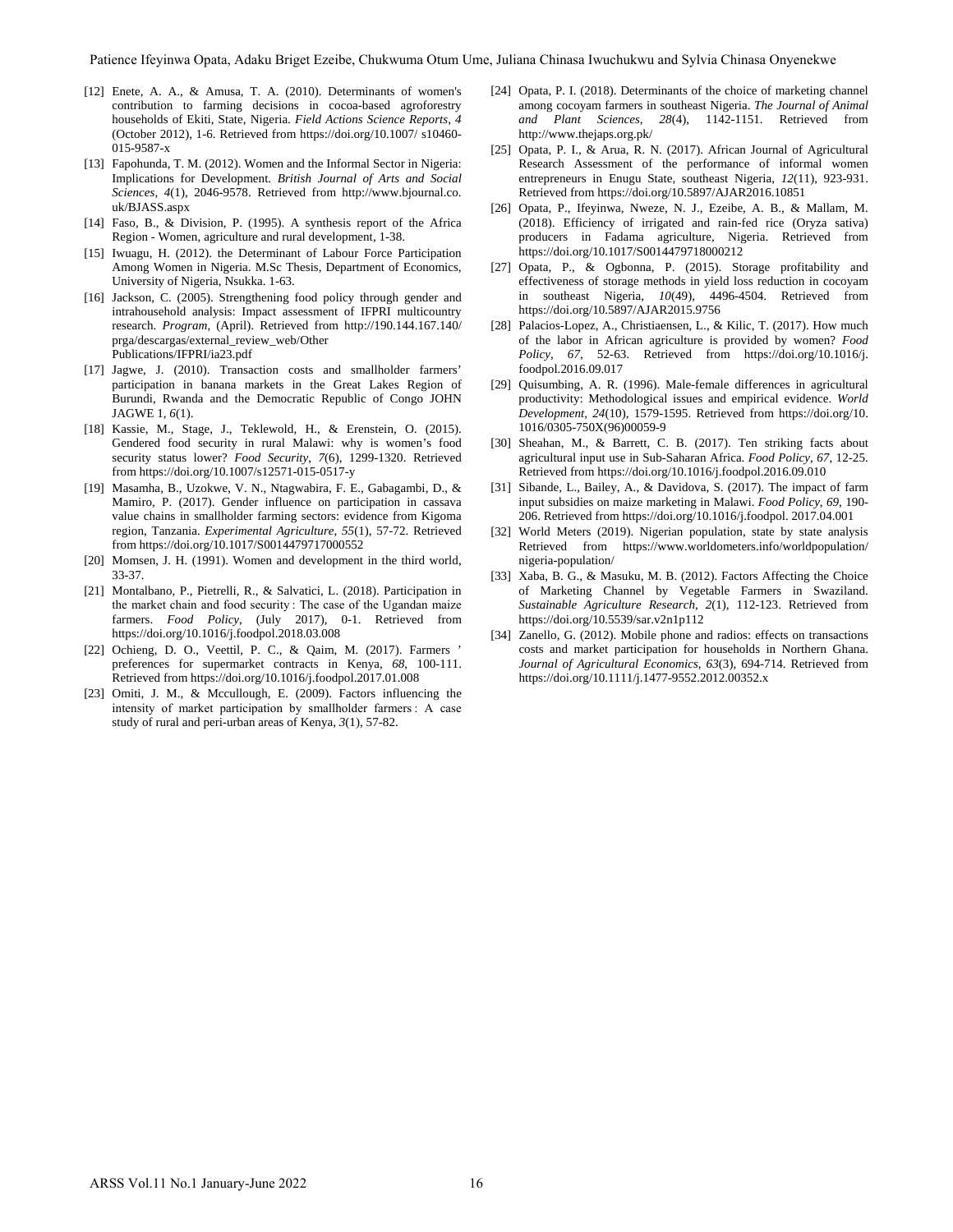[12] Enete, A. A., & Amusa, T. A. (2010). Determinants of women's contribution to farming decisions in cocoa-based agroforestry households of Ekiti, State, Nigeria. *Field Actions Science Reports*, *4* (October 2012), 1-6. Retrieved from https://doi.org/10.1007/ s10460-015-9587-x

[13] Fapohunda, T. M. (2012). Women and the Informal Sector in Nigeria: Implications for Development. *British Journal of Arts and Social Sciences*, *4*(1), 2046-9578. Retrieved from http://www.bjournal.co. uk/BJASS.aspx

[14] Faso, B., & Division, P. (1995). A synthesis report of the Africa Region - Women, agriculture and rural development, 1-38.

[15] Iwuagu, H. (2012). the Determinant of Labour Force Participation Among Women in Nigeria. M.Sc Thesis, Department of Economics, University of Nigeria, Nsukka. 1-63.

[16] Jackson, C. (2005). Strengthening food policy through gender and intrahousehold analysis: Impact assessment of IFPRI multicountry research. *Program*, (April). Retrieved from http://190.144.167.140/ prga/descargas/external_review_web/Other Publications/IFPRI/ia23.pdf

[17] Jagwe, J. (2010). Transaction costs and smallholder farmers' participation in banana markets in the Great Lakes Region of Burundi, Rwanda and the Democratic Republic of Congo JOHN JAGWE 1, *6*(1).

[18] Kassie, M., Stage, J., Teklewold, H., & Erenstein, O. (2015). Gendered food security in rural Malawi: why is women's food security status lower? *Food Security*, *7*(6), 1299-1320. Retrieved from https://doi.org/10.1007/s12571-015-0517-y

[19] Masamha, B., Uzokwe, V. N., Ntagwabira, F. E., Gabagambi, D., & Mamiro, P. (2017). Gender influence on participation in cassava value chains in smallholder farming sectors: evidence from Kigoma region, Tanzania. *Experimental Agriculture*, *55*(1), 57-72. Retrieved from https://doi.org/10.1017/S0014479717000552

[20] Momsen, J. H. (1991). Women and development in the third world, 33-37.

[21] Montalbano, P., Pietrelli, R., & Salvatici, L. (2018). Participation in the market chain and food security : The case of the Ugandan maize farmers. *Food Policy*, (July 2017), 0-1. Retrieved from https://doi.org/10.1016/j.foodpol.2018.03.008

[22] Ochieng, D. O., Veettil, P. C., & Qaim, M. (2017). Farmers ' preferences for supermarket contracts in Kenya, *68*, 100-111. Retrieved from https://doi.org/10.1016/j.foodpol.2017.01.008

[23] Omiti, J. M., & Mccullough, E. (2009). Factors influencing the intensity of market participation by smallholder farmers : A case study of rural and peri-urban areas of Kenya, *3*(1), 57-82.

[24] Opata, P. I. (2018). Determinants of the choice of marketing channel among cocoyam farmers in southeast Nigeria. *The Journal of Animal and Plant Sciences*, *28*(4), 1142-1151. Retrieved from http://www.thejaps.org.pk/

[25] Opata, P. I., & Arua, R. N. (2017). African Journal of Agricultural Research Assessment of the performance of informal women entrepreneurs in Enugu State, southeast Nigeria, *12*(11), 923-931. Retrieved from https://doi.org/10.5897/AJAR2016.10851

[26] Opata, P., Ifeyinwa, Nweze, N. J., Ezeibe, A. B., & Mallam, M. (2018). Efficiency of irrigated and rain-fed rice (Oryza sativa) producers in Fadama agriculture, Nigeria. Retrieved from https://doi.org/10.1017/S0014479718000212

[27] Opata, P., & Ogbonna, P. (2015). Storage profitability and effectiveness of storage methods in yield loss reduction in cocoyam in southeast Nigeria, *10*(49), 4496-4504. Retrieved from https://doi.org/10.5897/AJAR2015.9756

[28] Palacios-Lopez, A., Christiaensen, L., & Kilic, T. (2017). How much of the labor in African agriculture is provided by women? *Food Policy*, *67*, 52-63. Retrieved from https://doi.org/10.1016/j. foodpol.2016.09.017

[29] Quisumbing, A. R. (1996). Male-female differences in agricultural productivity: Methodological issues and empirical evidence. *World Development*, *24*(10), 1579-1595. Retrieved from https://doi.org/10. 1016/0305-750X(96)00059-9

[30] Sheahan, M., & Barrett, C. B. (2017). Ten striking facts about agricultural input use in Sub-Saharan Africa. *Food Policy*, *67*, 12-25. Retrieved from https://doi.org/10.1016/j.foodpol.2016.09.010

[31] Sibande, L., Bailey, A., & Davidova, S. (2017). The impact of farm input subsidies on maize marketing in Malawi. *Food Policy*, *69*, 190-206. Retrieved from https://doi.org/10.1016/j.foodpol. 2017.04.001

[32] World Meters (2019). Nigerian population, state by state analysis Retrieved from https://www.worldometers.info/worldpopulation/ nigeria-population/

[33] Xaba, B. G., & Masuku, M. B. (2012). Factors Affecting the Choice of Marketing Channel by Vegetable Farmers in Swaziland. *Sustainable Agriculture Research*, *2*(1), 112-123. Retrieved from https://doi.org/10.5539/sar.v2n1p112

[34] Zanello, G. (2012). Mobile phone and radios: effects on transactions costs and market participation for households in Northern Ghana. *Journal of Agricultural Economics*, *63*(3), 694-714. Retrieved from https://doi.org/10.1111/j.1477-9552.2012.00352.x